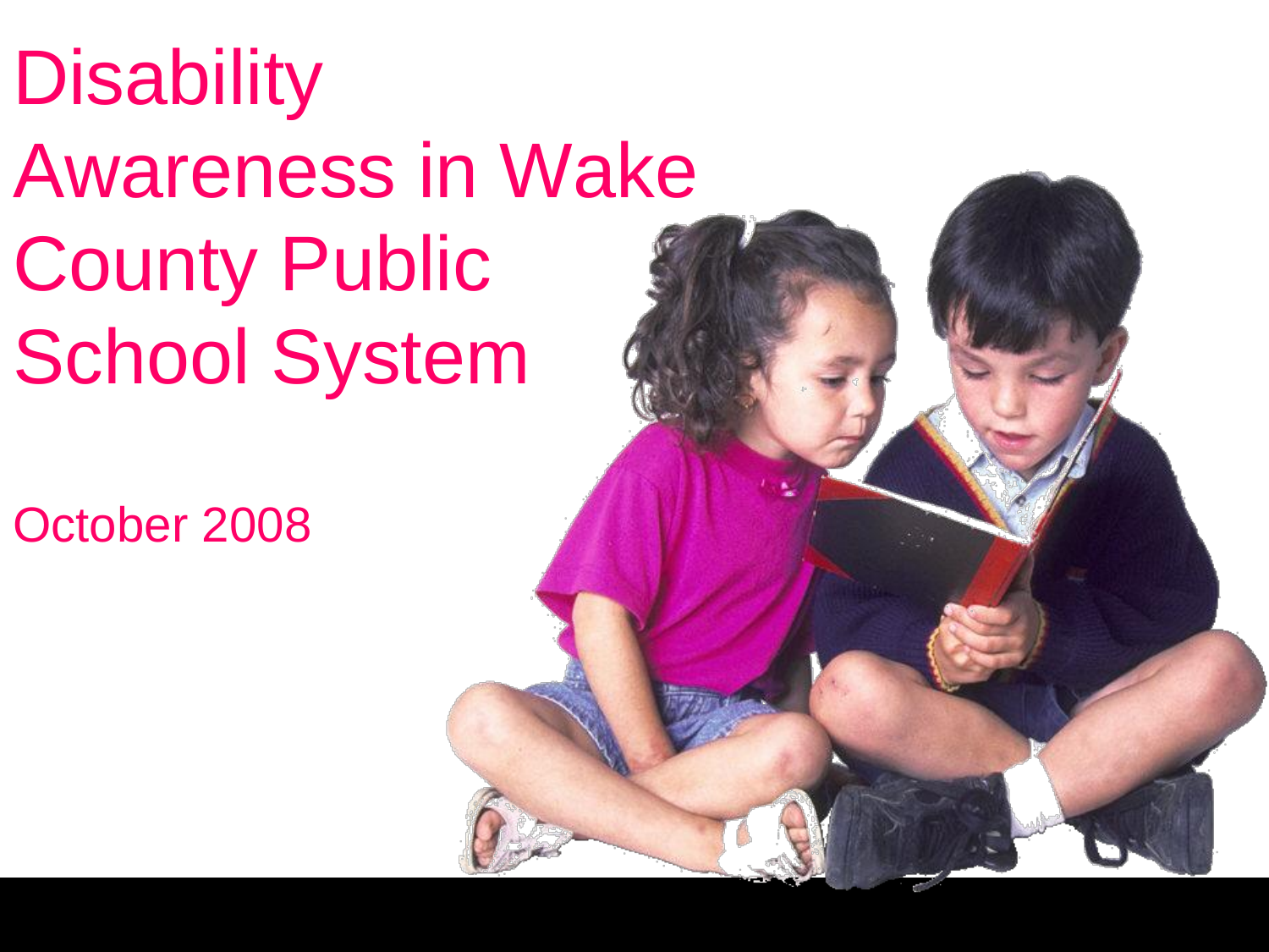# Disability Awareness in Wake County Public School System

October 2008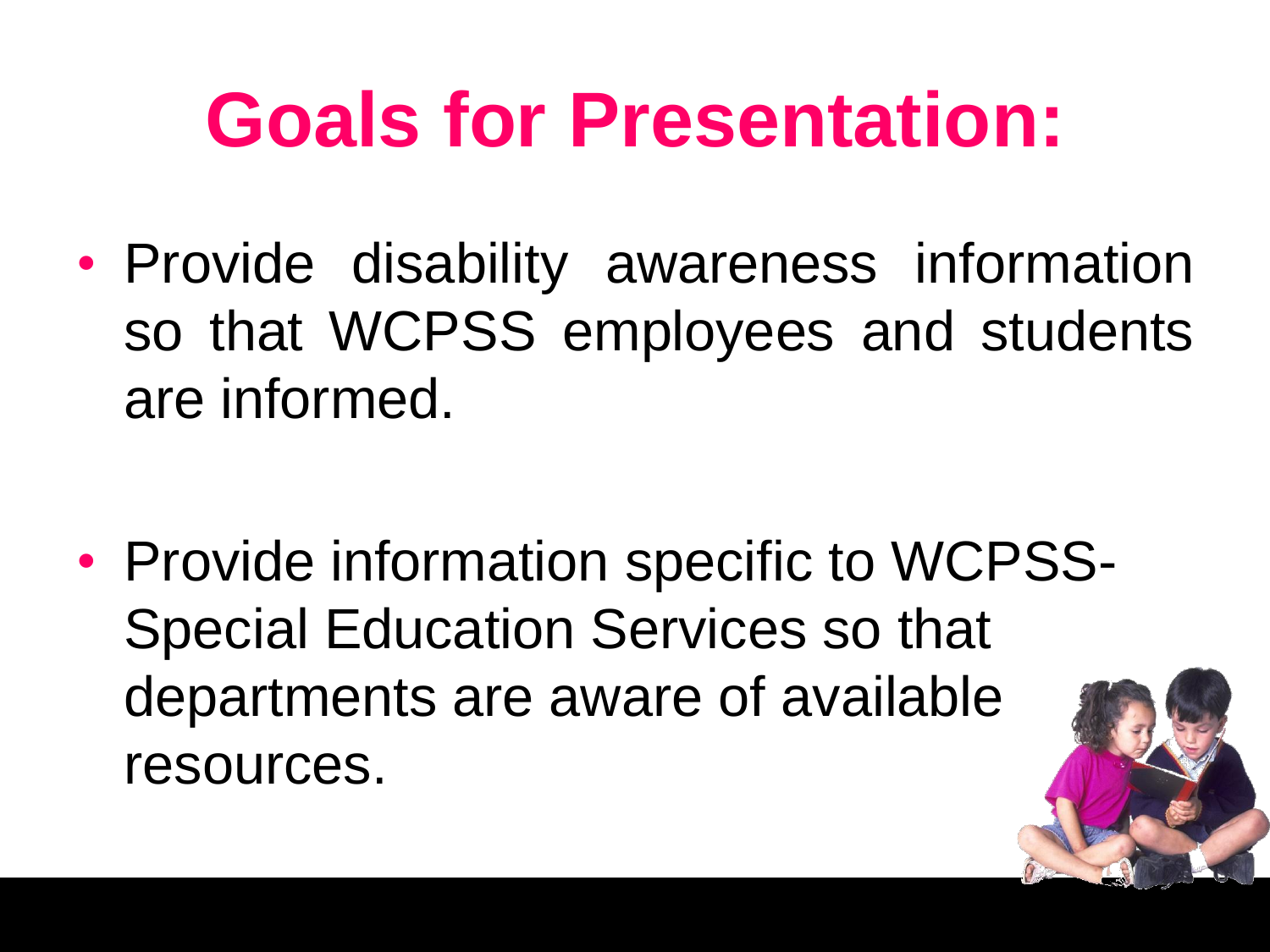# Goals for Presentation:

- Provide disability awareness information so that WCPSS employees and students are informed.
- Provide information specific to WCPSS-Special Education Services so that departments are aware of available resources.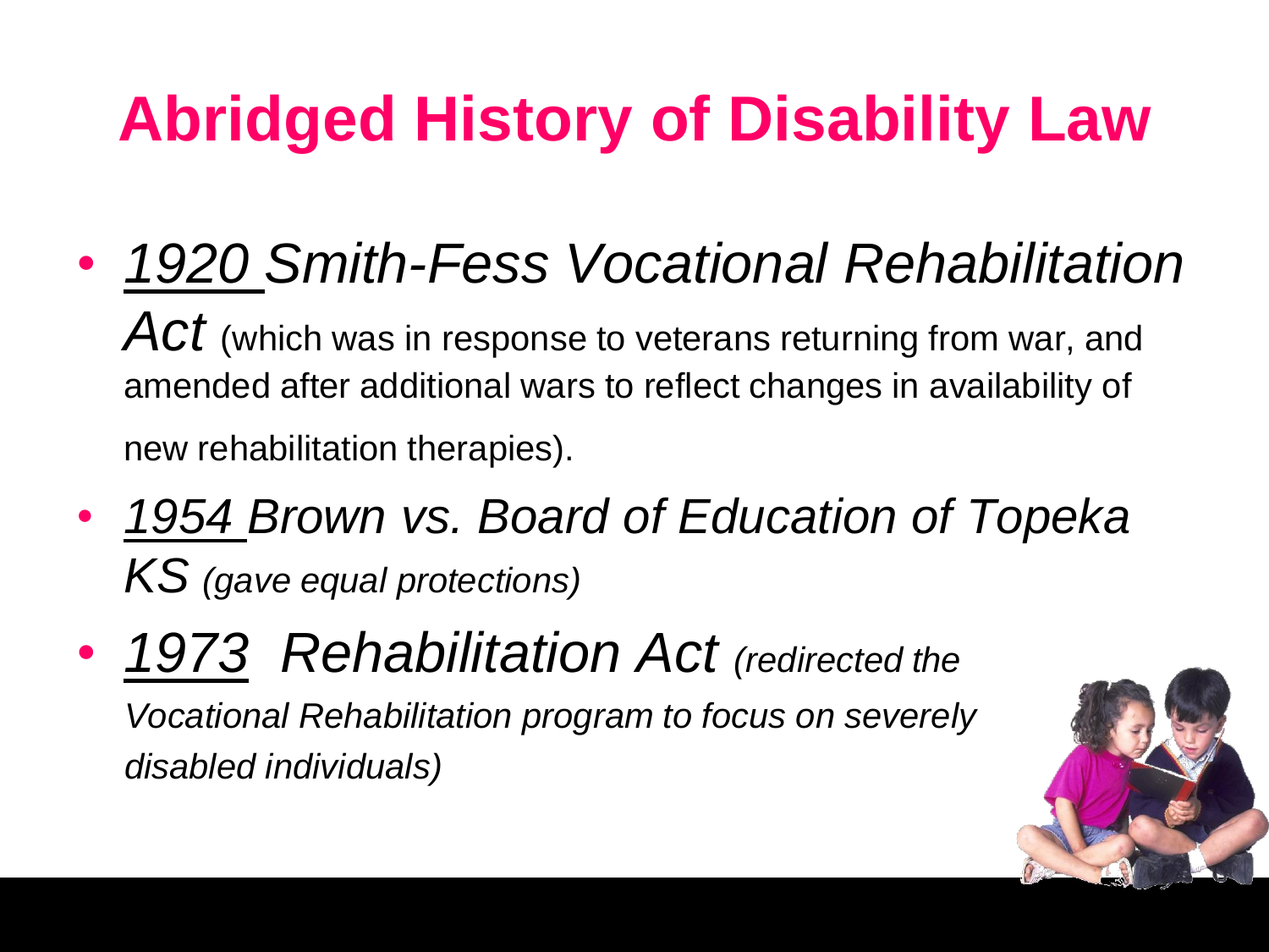# Abridged History of Disability Law

- *1920 Smith-Fess Vocational Rehabilitation Act* (which was in response to veterans returning from war, and amended after additional wars to reflect changes in availability of new rehabilitation therapies).
- *1954 Brown vs. Board of Education of Topeka KS (gave equal protections)*
- *1973 Rehabilitation Act (redirected the Vocational Rehabilitation program to focus on severely disabled individuals)*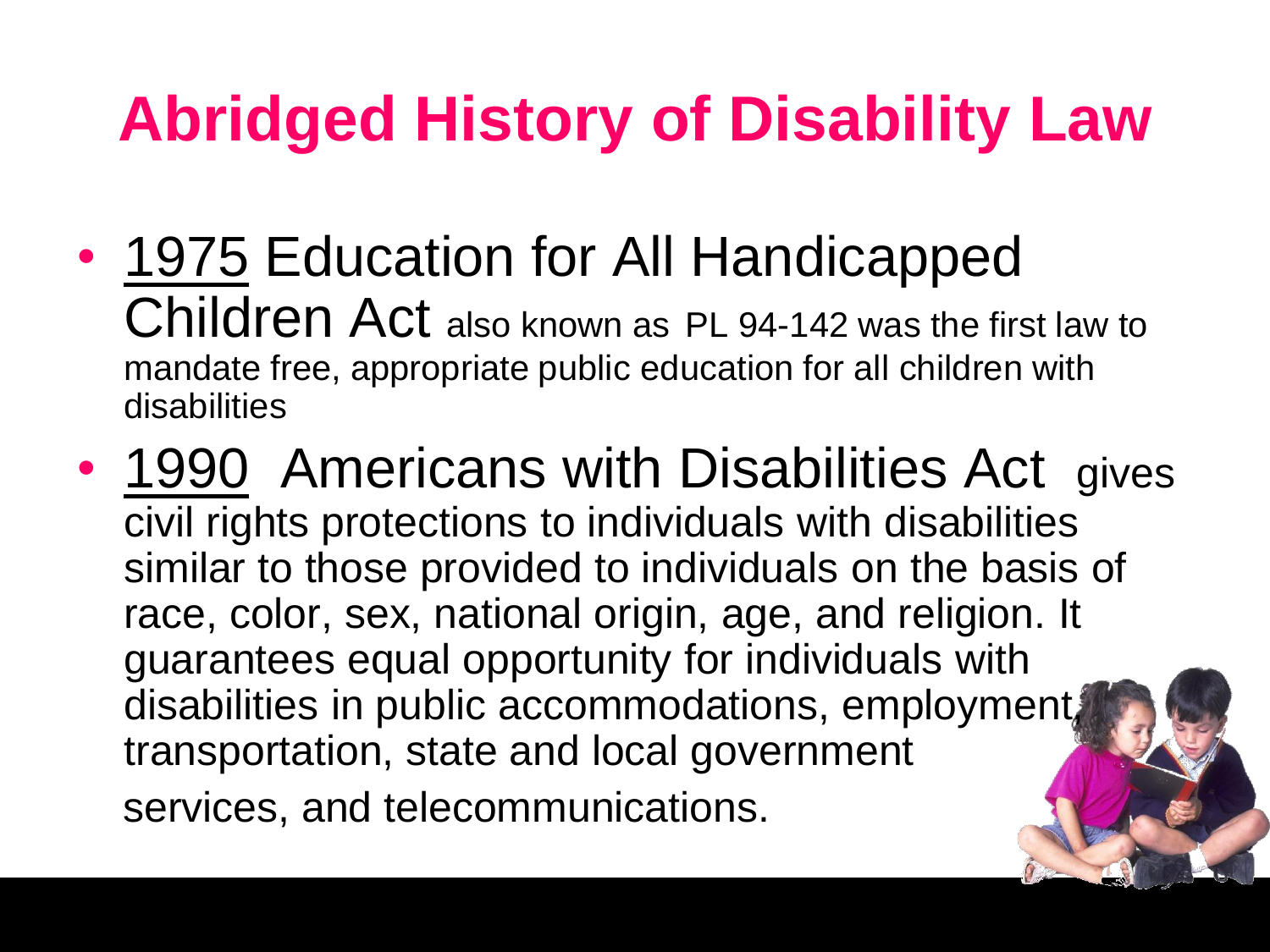# Abridged History of Disability Law

- 1975 Education for All Handicapped Children Act also known as PL 94-142 was the first law to mandate free, appropriate public education for all children with disabilities
- 1990 Americans with Disabilities Act gives civil rights protections to individuals with disabilities similar to those provided to individuals on the basis of race, color, sex, national origin, age, and religion. It guarantees equal opportunity for individuals with disabilities in public accommodations, employment, transportation, state and local government services, and telecommunications.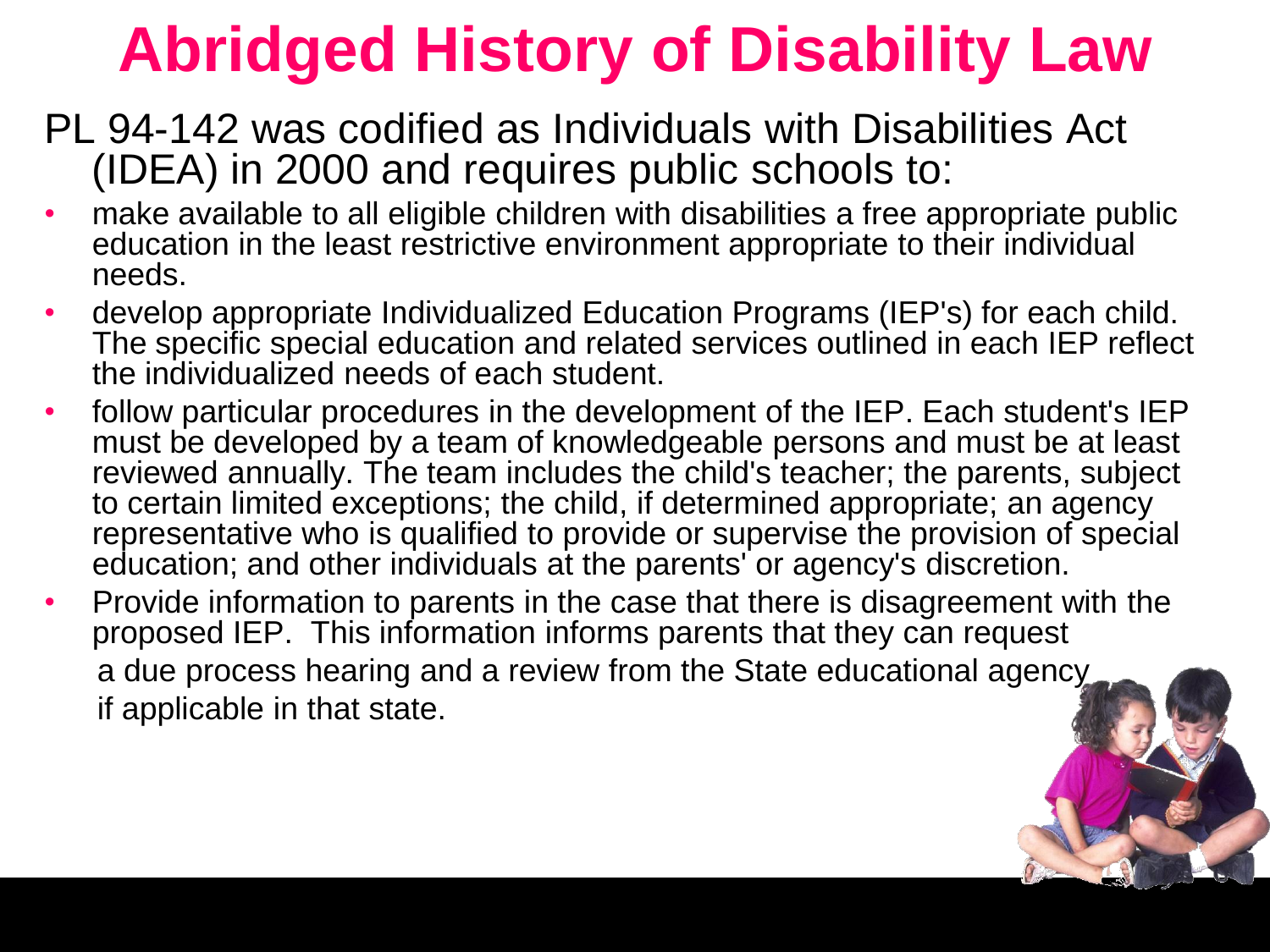# Abridged History of Disability Law

PL 94-142 was codified as Individuals with Disabilities Act (IDEA) in 2000 and requires public schools to:

- make available to all eligible children with disabilities a free appropriate public education in the least restrictive environment appropriate to their individual needs.
- develop appropriate Individualized Education Programs (IEP's) for each child. The specific special education and related services outlined in each IEP reflect the individualized needs of each student.
- follow particular procedures in the development of the IEP. Each student's IEP must be developed by a team of knowledgeable persons and must be at least reviewed annually. The team includes the child's teacher; the parents, subject to certain limited exceptions; the child, if determined appropriate; an agency representative who is qualified to provide or supervise the provision of special education; and other individuals at the parents' or agency's discretion.
- Provide information to parents in the case that there is disagreement with the proposed IEP. This information informs parents that they can request a due process hearing and a review from the State educational agency if applicable in that state.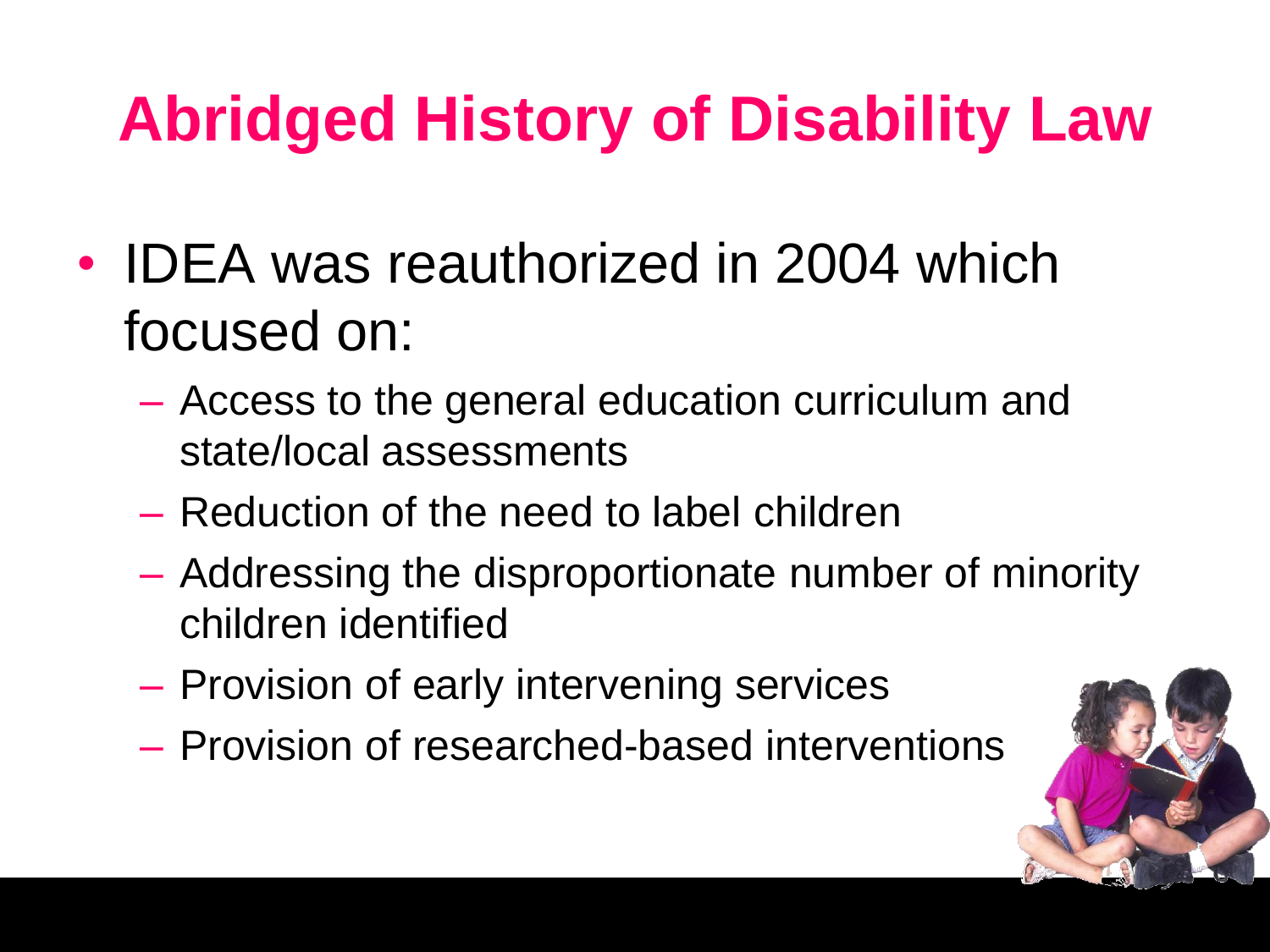# Abridged History of Disability Law

- IDEA was reauthorized in 2004 which focused on:
  - Access to the general education curriculum and state/local assessments
  - Reduction of the need to label children
  - Addressing the disproportionate number of minority children identified
  - Provision of early intervening services
  - Provision of researched-based interventions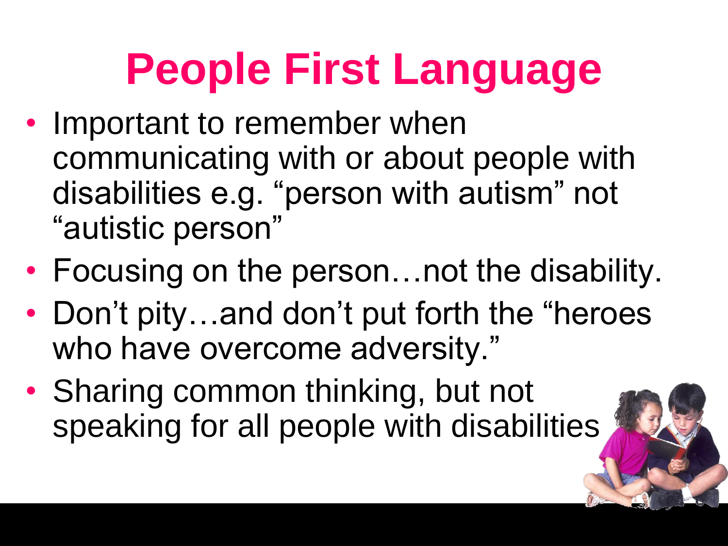# People First Language

- Important to remember when communicating with or about people with disabilities e.g. “person with autism” not “autistic person”
- Focusing on the person…not the disability.
- Don’t pity…and don’t put forth the “heroes who have overcome adversity.”
- Sharing common thinking, but not speaking for all people with disabilities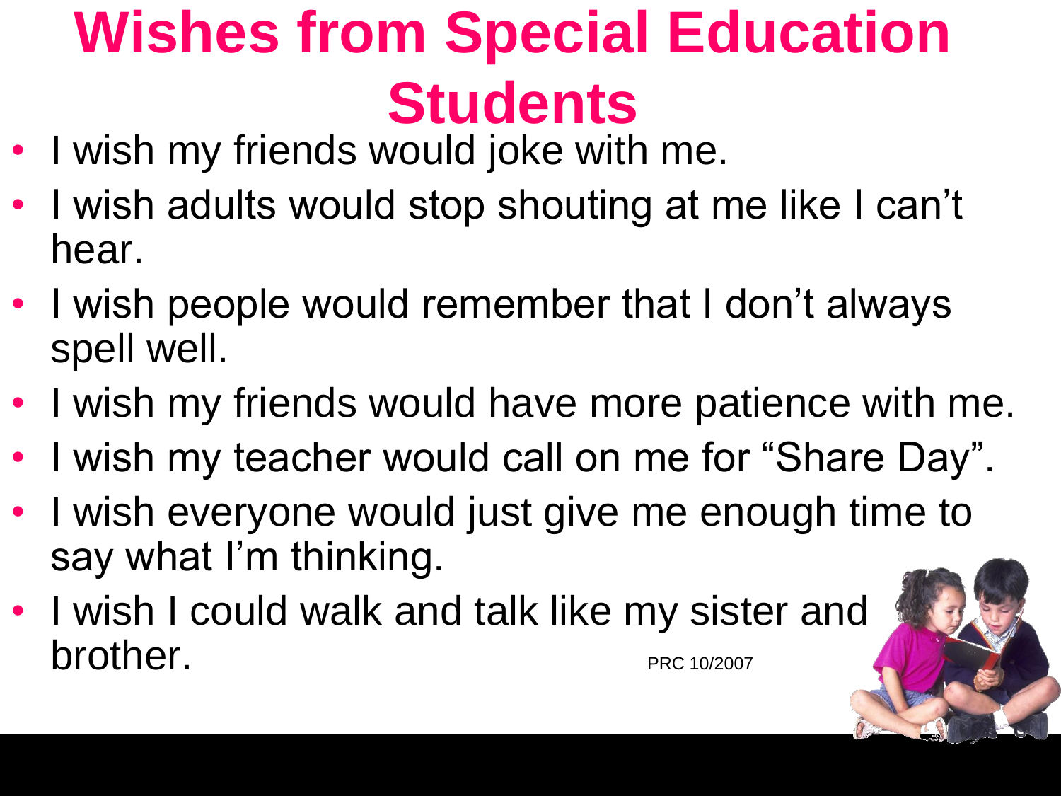# Wishes from Special Education Students

- I wish my friends would joke with me.
- I wish adults would stop shouting at me like I can't hear.
- I wish people would remember that I don't always spell well.
- I wish my friends would have more patience with me.
- I wish my teacher would call on me for "Share Day".
- I wish everyone would just give me enough time to say what I'm thinking.
- I wish I could walk and talk like my sister and brother.

PRC 10/2007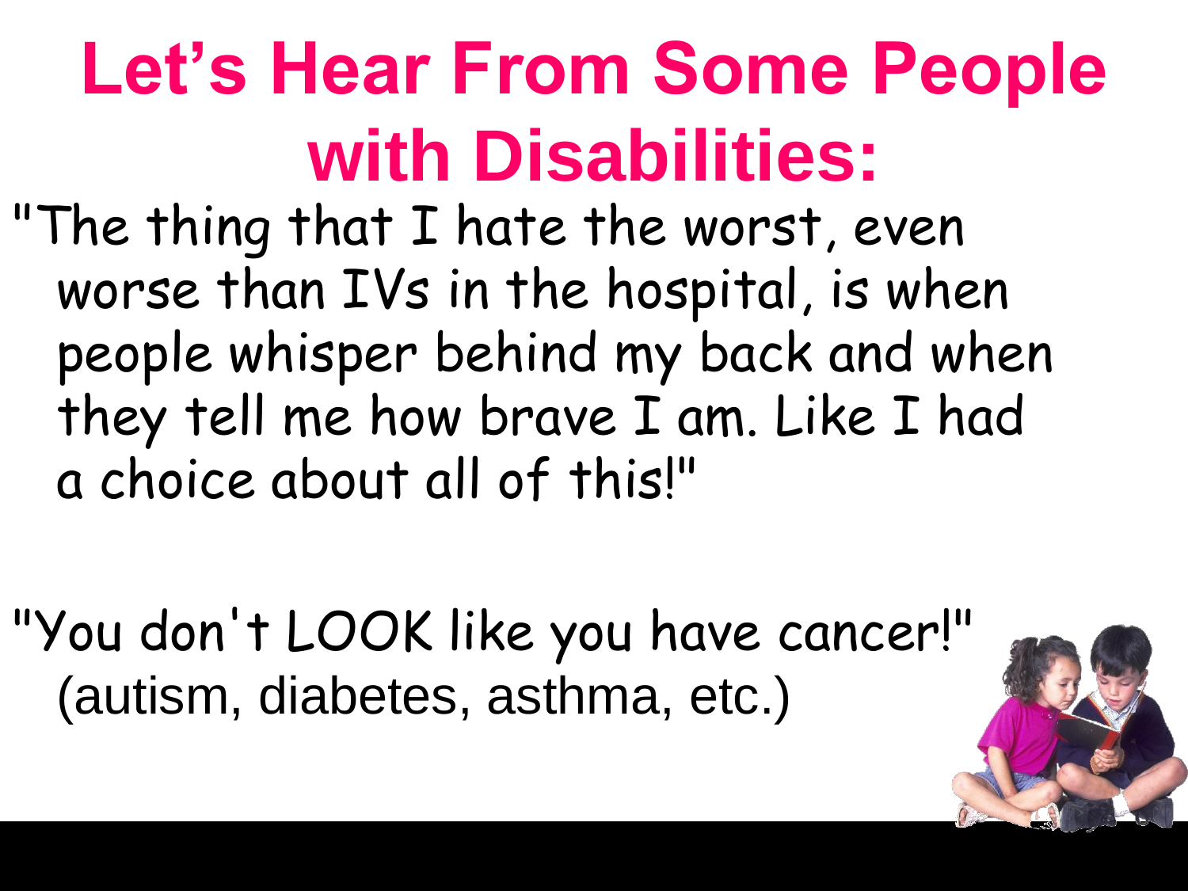# Let's Hear From Some People with Disabilities:

"The thing that I hate the worst, even worse than IVs in the hospital, is when people whisper behind my back and when they tell me how brave I am. Like I had a choice about all of this!"

"You don't LOOK like you have cancer!" (autism, diabetes, asthma, etc.)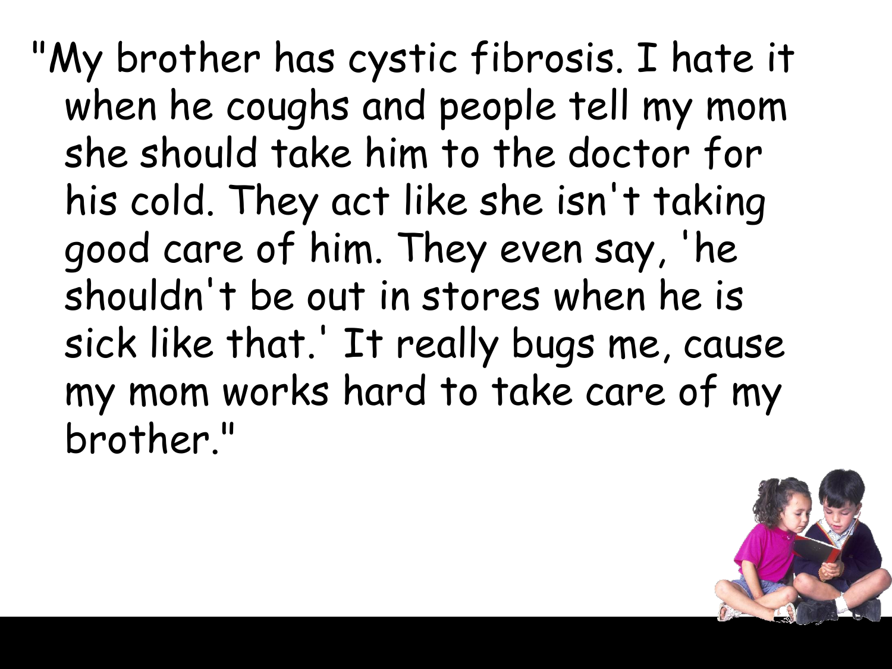"My brother has cystic fibrosis. I hate it when he coughs and people tell my mom she should take him to the doctor for his cold. They act like she isn't taking good care of him. They even say, 'he shouldn't be out in stores when he is sick like that.' It really bugs me, cause my mom works hard to take care of my brother."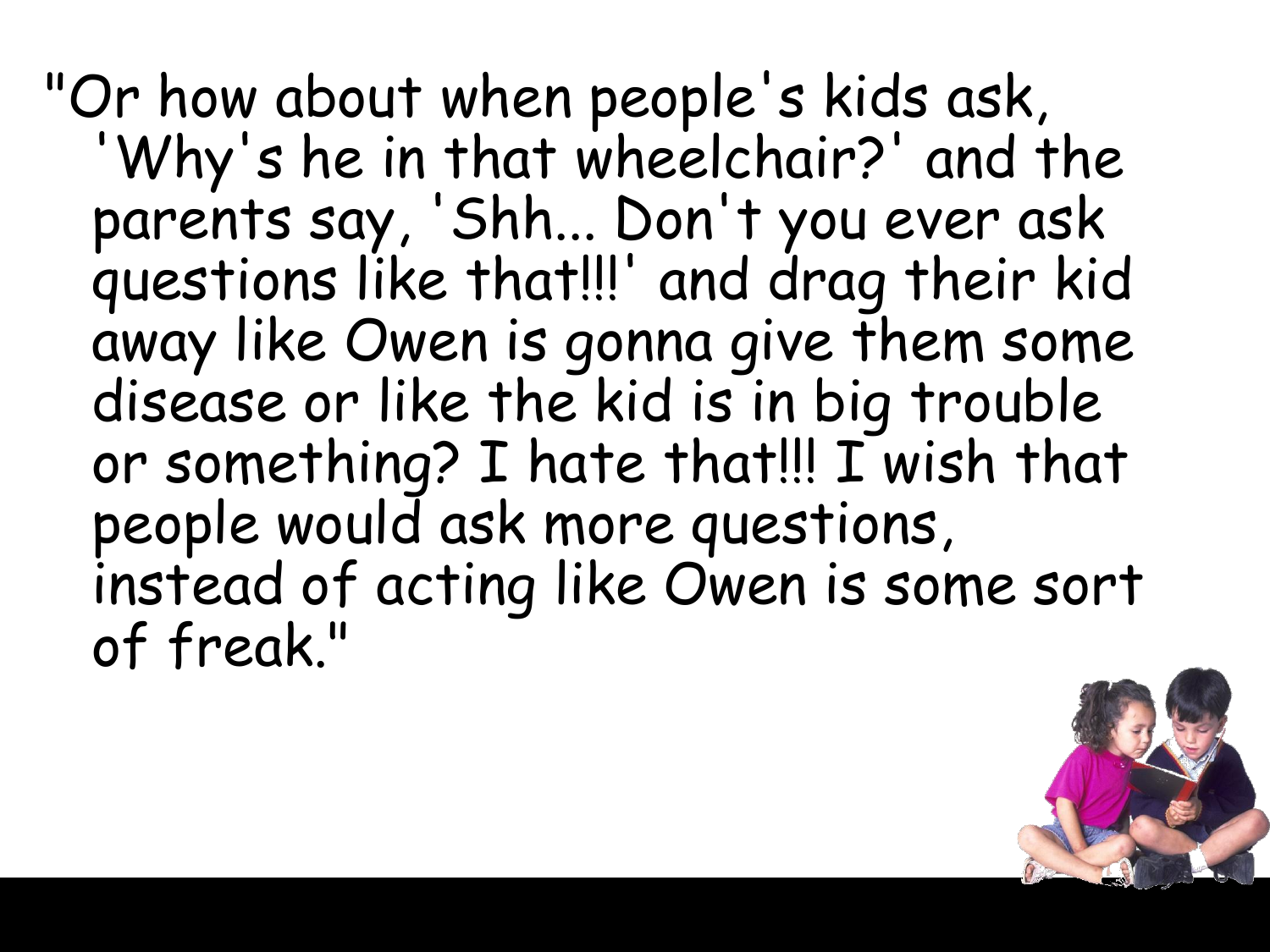"Or how about when people's kids ask, 'Why's he in that wheelchair?' and the parents say, 'Shh... Don't you ever ask questions like that!!!' and drag their kid away like Owen is gonna give them some disease or like the kid is in big trouble or something? I hate that!!! I wish that people would ask more questions, instead of acting like Owen is some sort of freak."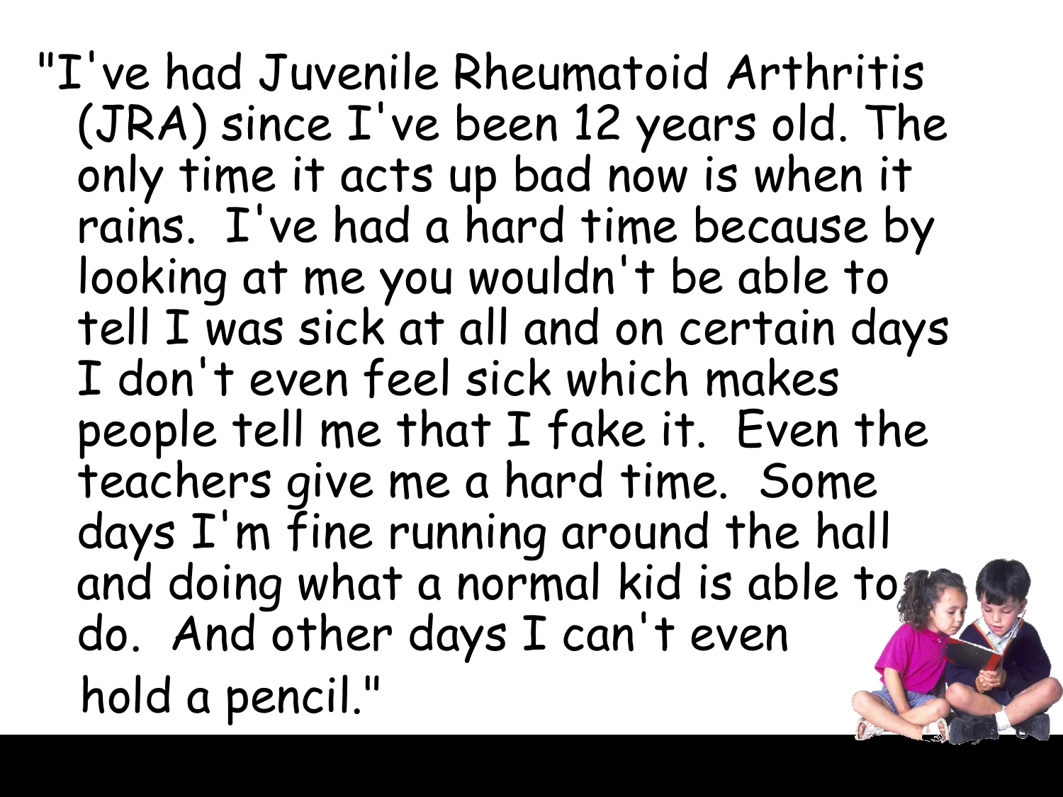"I've had Juvenile Rheumatoid Arthritis (JRA) since I've been 12 years old. The only time it acts up bad now is when it rains. I've had a hard time because by looking at me you wouldn't be able to tell I was sick at all and on certain days I don't even feel sick which makes people tell me that I fake it. Even the teachers give me a hard time. Some days I'm fine running around the hall and doing what a normal kid is able to do. And other days I can't even hold a pencil."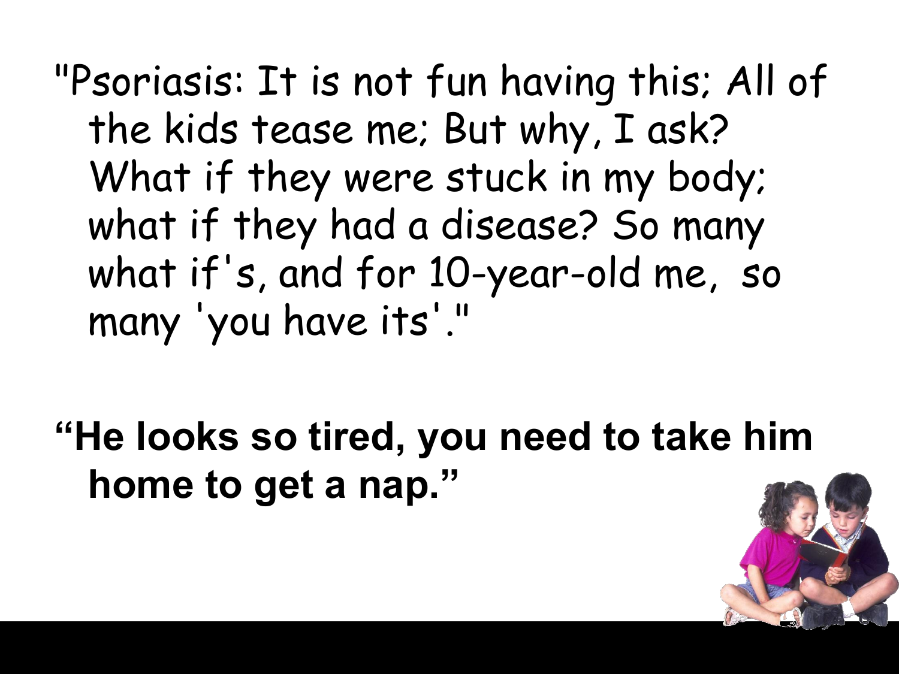"Psoriasis: It is not fun having this; All of the kids tease me; But why, I ask? What if they were stuck in my body; what if they had a disease? So many what if's, and for 10-year-old me, so many 'you have its'."

**"He looks so tired, you need to take him home to get a nap."**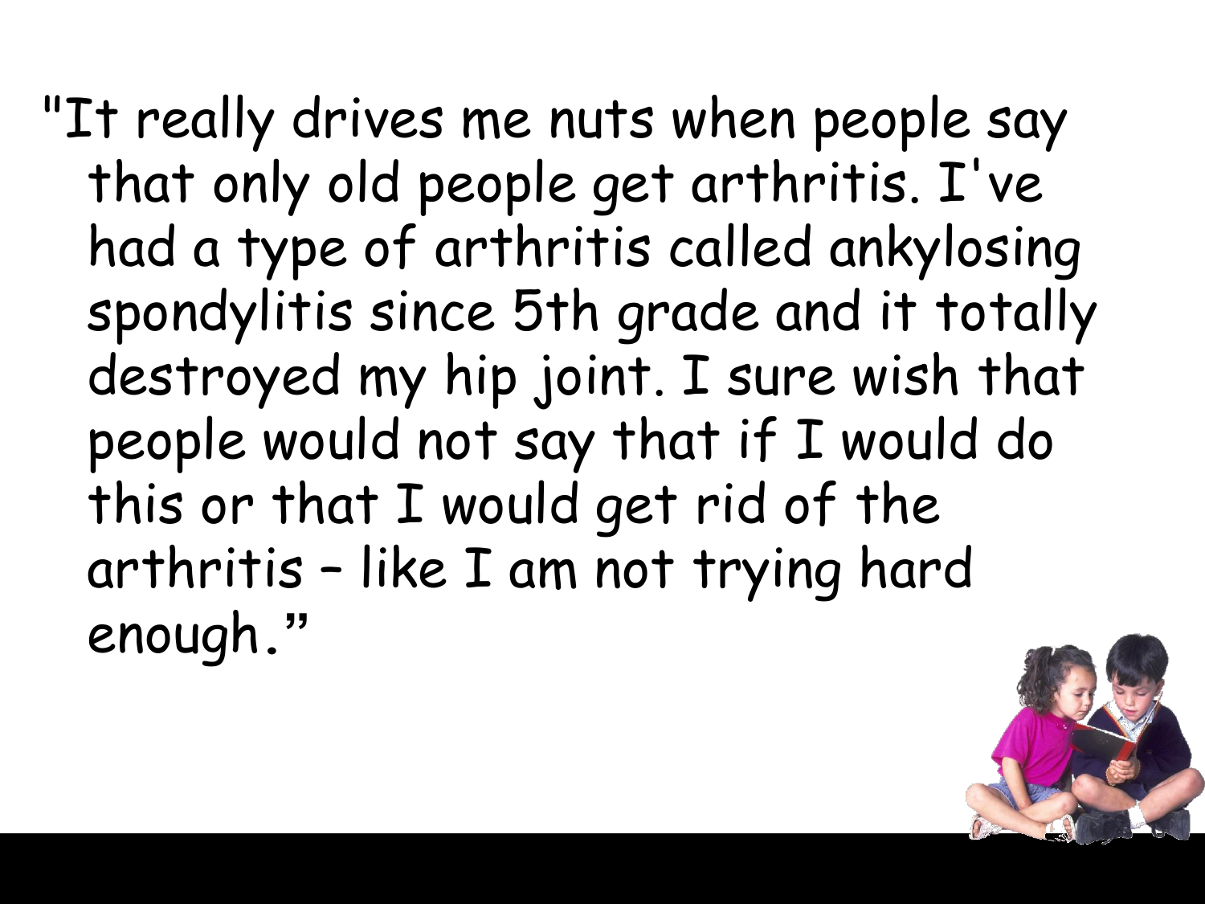"It really drives me nuts when people say that only old people get arthritis. I've had a type of arthritis called ankylosing spondylitis since 5th grade and it totally destroyed my hip joint. I sure wish that people would not say that if I would do this or that I would get rid of the arthritis – like I am not trying hard enough."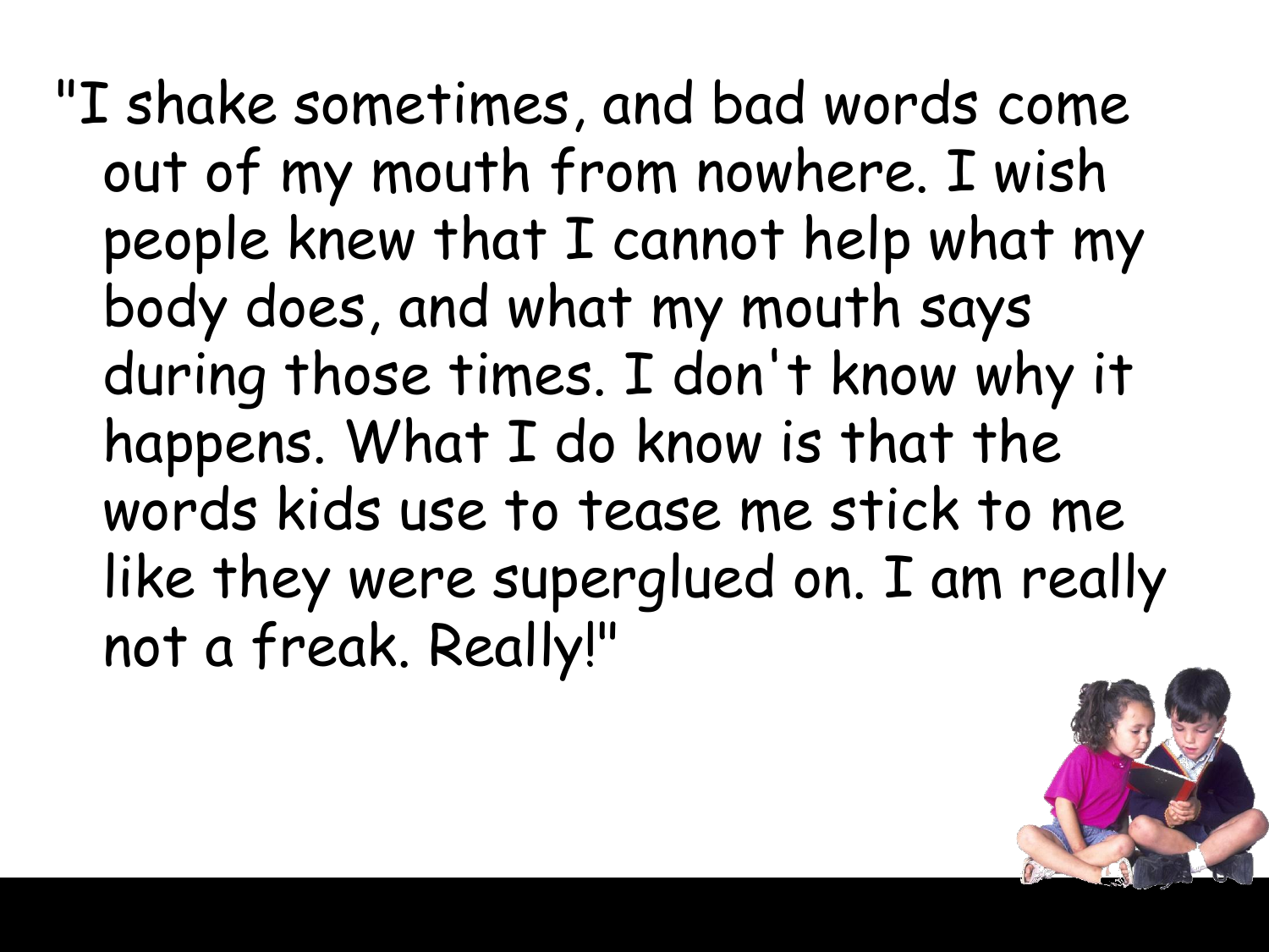"I shake sometimes, and bad words come out of my mouth from nowhere. I wish people knew that I cannot help what my body does, and what my mouth says during those times. I don't know why it happens. What I do know is that the words kids use to tease me stick to me like they were superglued on. I am really not a freak. Really!"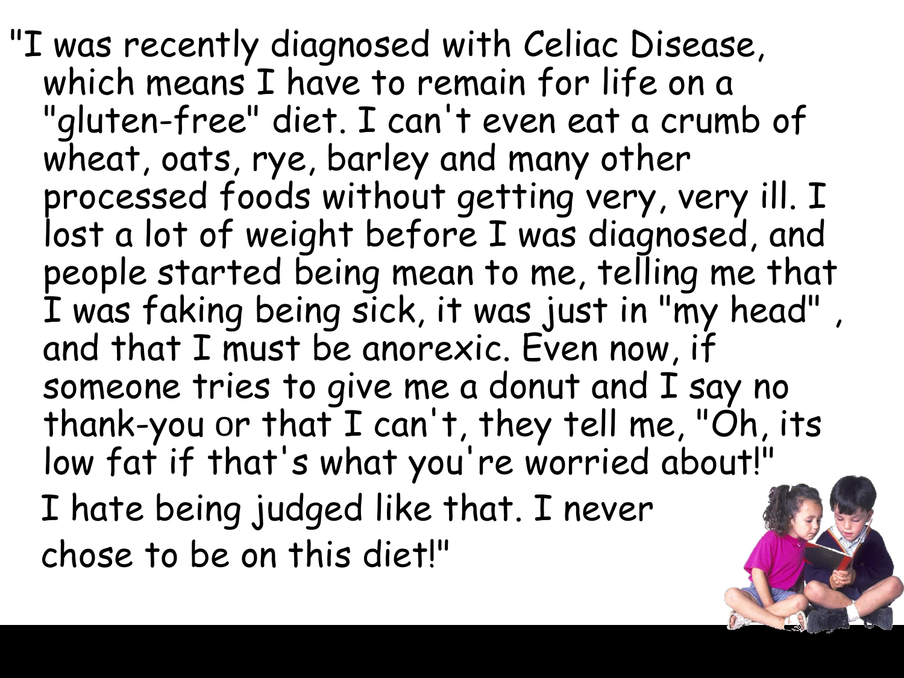"I was recently diagnosed with Celiac Disease, which means I have to remain for life on a "gluten-free" diet. I can't even eat a crumb of wheat, oats, rye, barley and many other processed foods without getting very, very ill. I lost a lot of weight before I was diagnosed, and people started being mean to me, telling me that I was faking being sick, it was just in "my head" , and that I must be anorexic. Even now, if someone tries to give me a donut and I say no thank-you or that I can't, they tell me, "Oh, its low fat if that's what you're worried about!"

I hate being judged like that. I never chose to be on this diet!"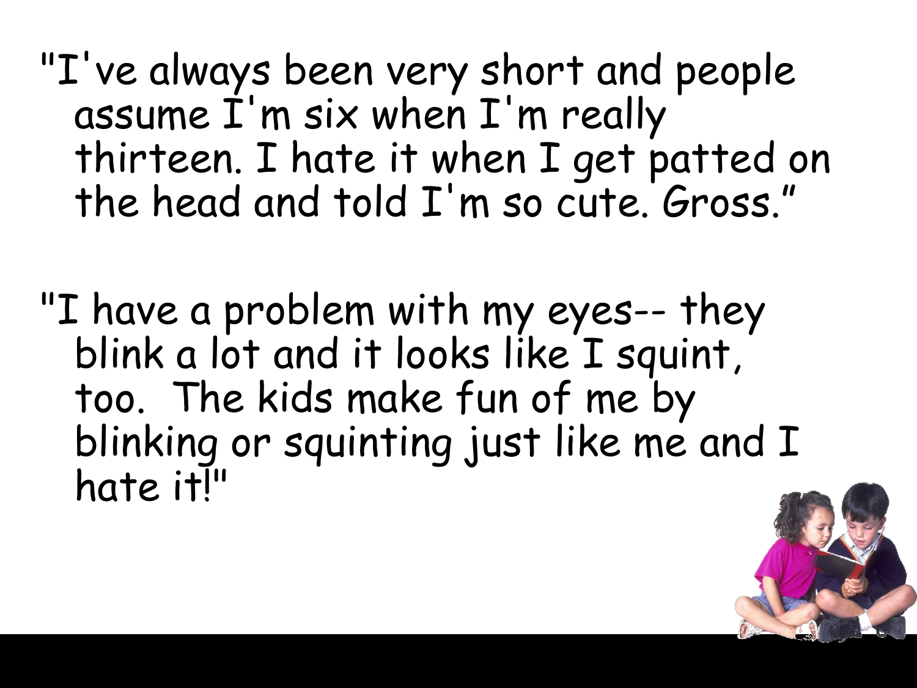"I've always been very short and people assume I'm six when I'm really thirteen. I hate it when I get patted on the head and told I'm so cute. Gross."

"I have a problem with my eyes-- they blink a lot and it looks like I squint, too.  The kids make fun of me by blinking or squinting just like me and I hate it!"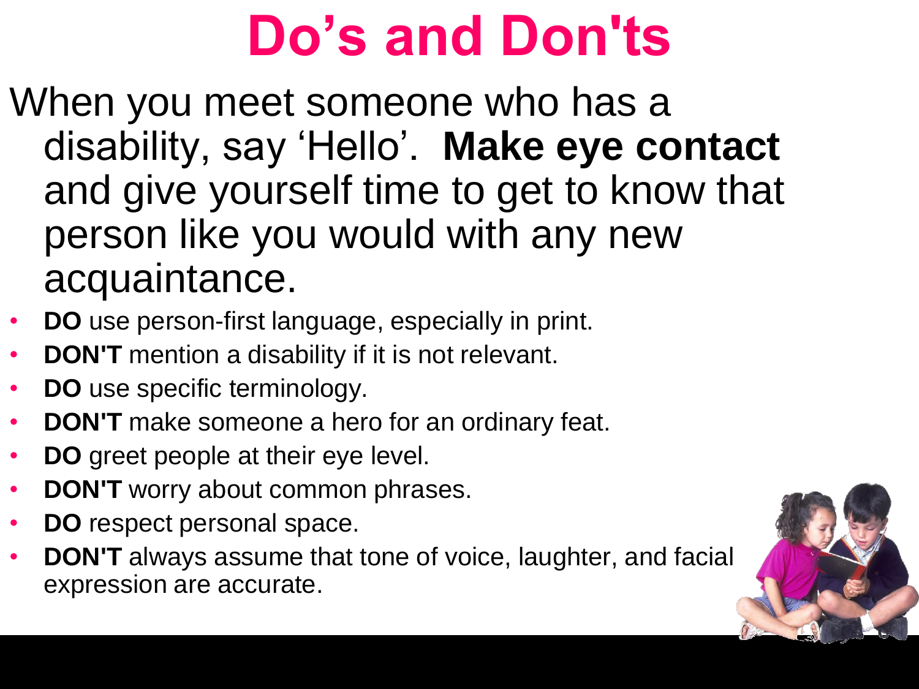# Do’s and Don'ts

When you meet someone who has a disability, say ‘Hello’. **Make eye contact** and give yourself time to get to know that person like you would with any new acquaintance.

- **DO** use person-first language, especially in print.
- **DON'T** mention a disability if it is not relevant.
- **DO** use specific terminology.
- **DON'T** make someone a hero for an ordinary feat.
- **DO** greet people at their eye level.
- **DON'T** worry about common phrases.
- **DO** respect personal space.
- **DON'T** always assume that tone of voice, laughter, and facial expression are accurate.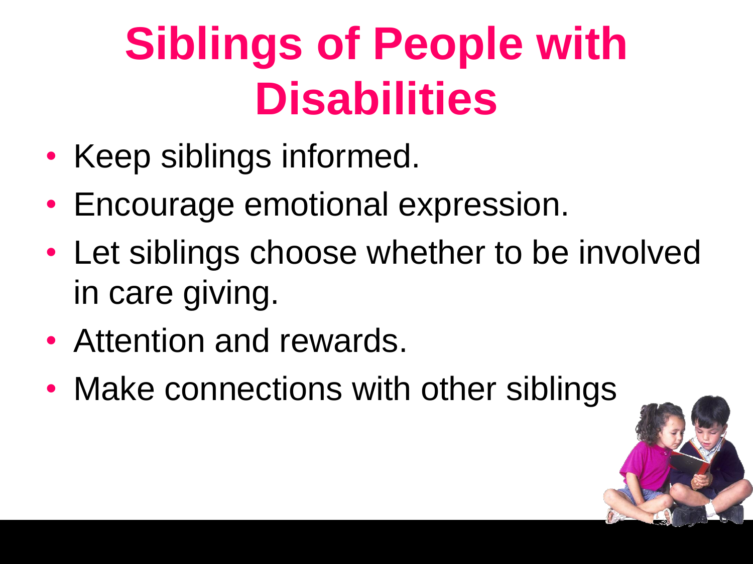# Siblings of People with Disabilities

- Keep siblings informed.
- Encourage emotional expression.
- Let siblings choose whether to be involved in care giving.
- Attention and rewards.
- Make connections with other siblings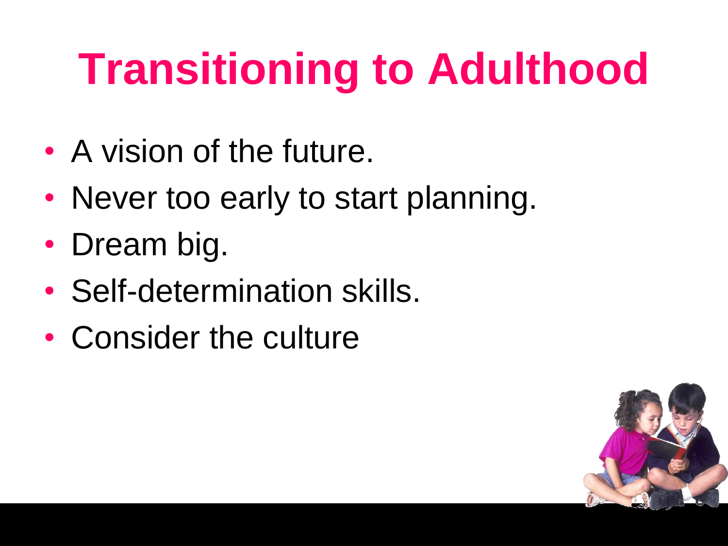# Transitioning to Adulthood

- A vision of the future.
- Never too early to start planning.
- Dream big.
- Self-determination skills.
- Consider the culture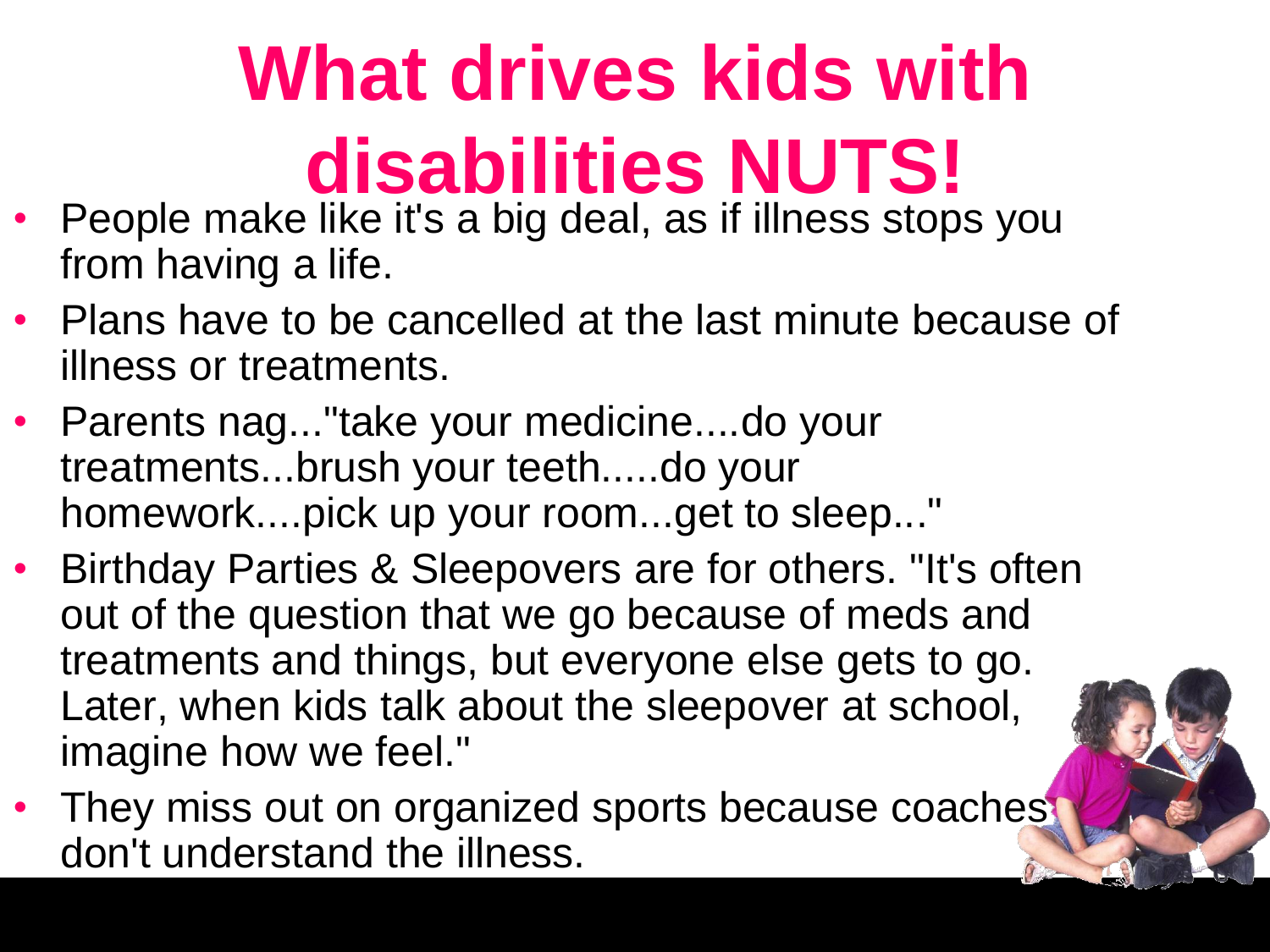# What drives kids with disabilities NUTS!

- People make like it's a big deal, as if illness stops you from having a life.
- Plans have to be cancelled at the last minute because of illness or treatments.
- Parents nag..."take your medicine....do your treatments...brush your teeth.....do your homework....pick up your room...get to sleep..."
- Birthday Parties & Sleepovers are for others. "It's often out of the question that we go because of meds and treatments and things, but everyone else gets to go. Later, when kids talk about the sleepover at school, imagine how we feel."
- They miss out on organized sports because coaches don't understand the illness.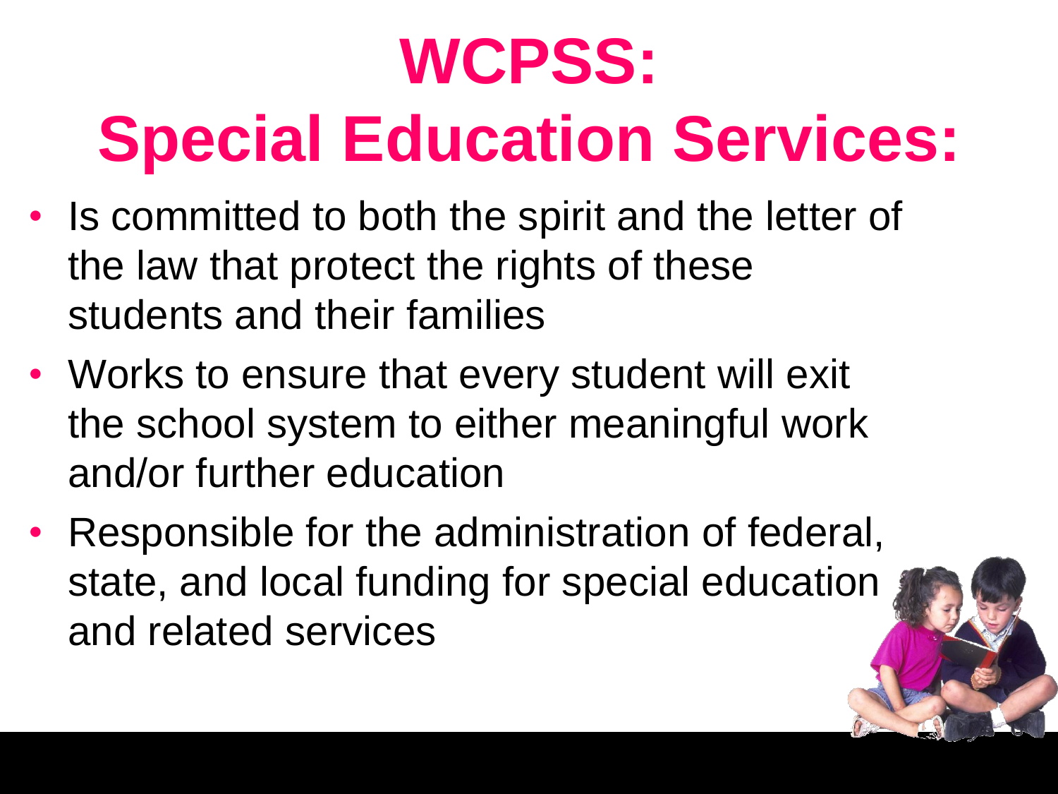# WCPSS: Special Education Services:

- Is committed to both the spirit and the letter of the law that protect the rights of these students and their families
- Works to ensure that every student will exit the school system to either meaningful work and/or further education
- Responsible for the administration of federal, state, and local funding for special education and related services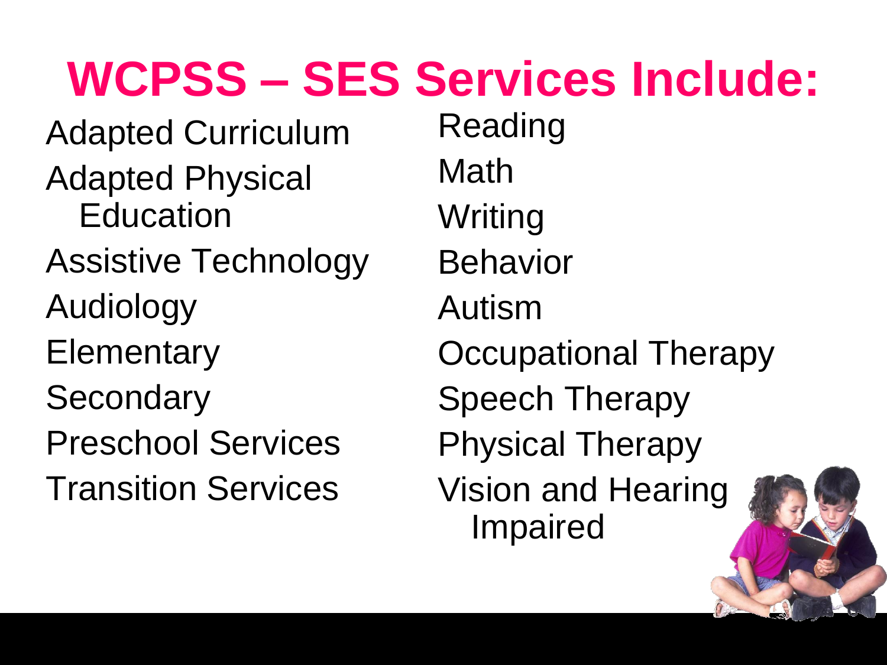# WCPSS – SES Services Include:

- Adapted Curriculum
- Adapted Physical Education
- Assistive Technology
- Audiology
- Elementary
- Secondary
- Preschool Services
- Transition Services
- Reading
- Math
- Writing
- Behavior
- Autism
- Occupational Therapy
- Speech Therapy
- Physical Therapy
- Vision and Hearing Impaired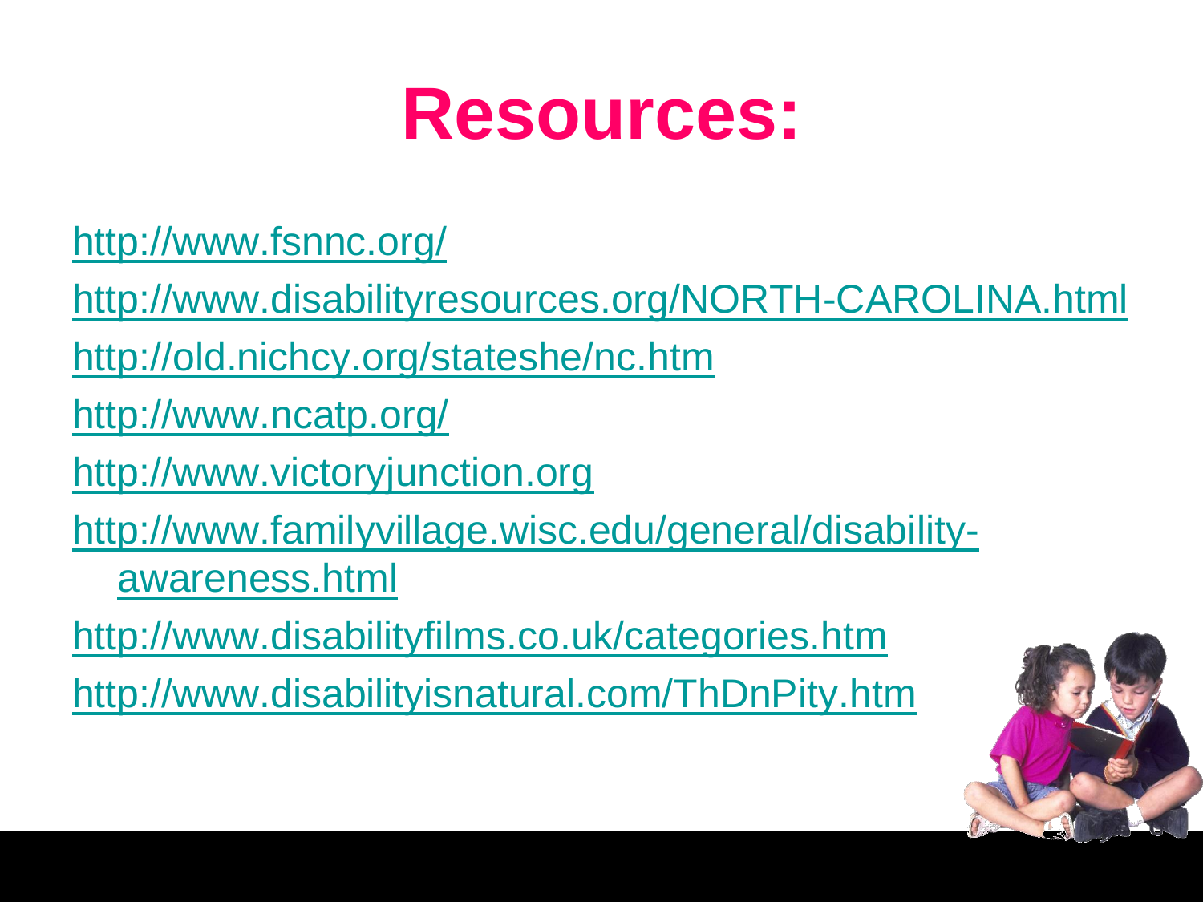# Resources:

http://www.fsnnc.org/

http://www.disabilityresources.org/NORTH-CAROLINA.html

http://old.nichcy.org/stateshe/nc.htm

http://www.ncatp.org/

http://www.victoryjunction.org

http://www.familyvillage.wisc.edu/general/disability-awareness.html

http://www.disabilityfilms.co.uk/categories.htm

http://www.disabilityisnatural.com/ThDnPity.htm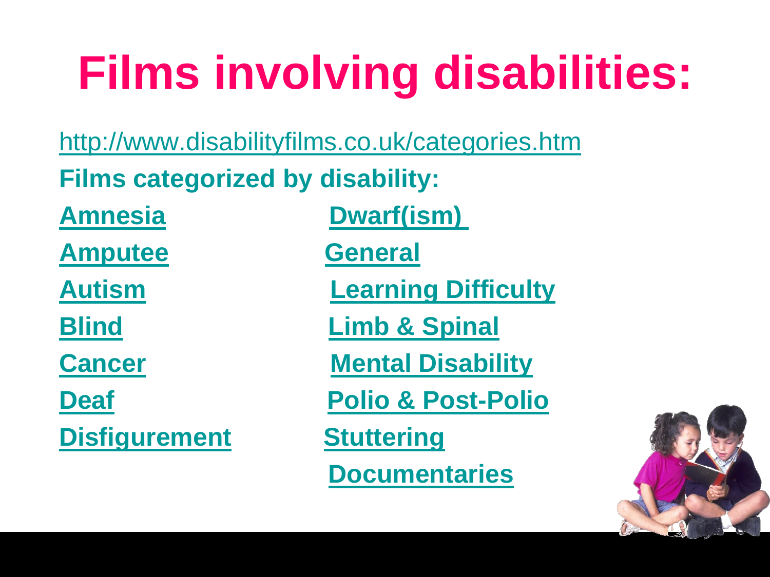# Films involving disabilities:

http://www.disabilityfilms.co.uk/categories.htm

**Films categorized by disability:**

- **Amnesia**
- **Amputee**
- **Autism**
- **Blind**
- **Cancer**
- **Deaf**
- **Disfigurement**
- **Dwarf(ism)**
- **General**
- **Learning Difficulty**
- **Limb & Spinal**
- **Mental Disability**
- **Polio & Post-Polio**
- **Stuttering**
- **Documentaries**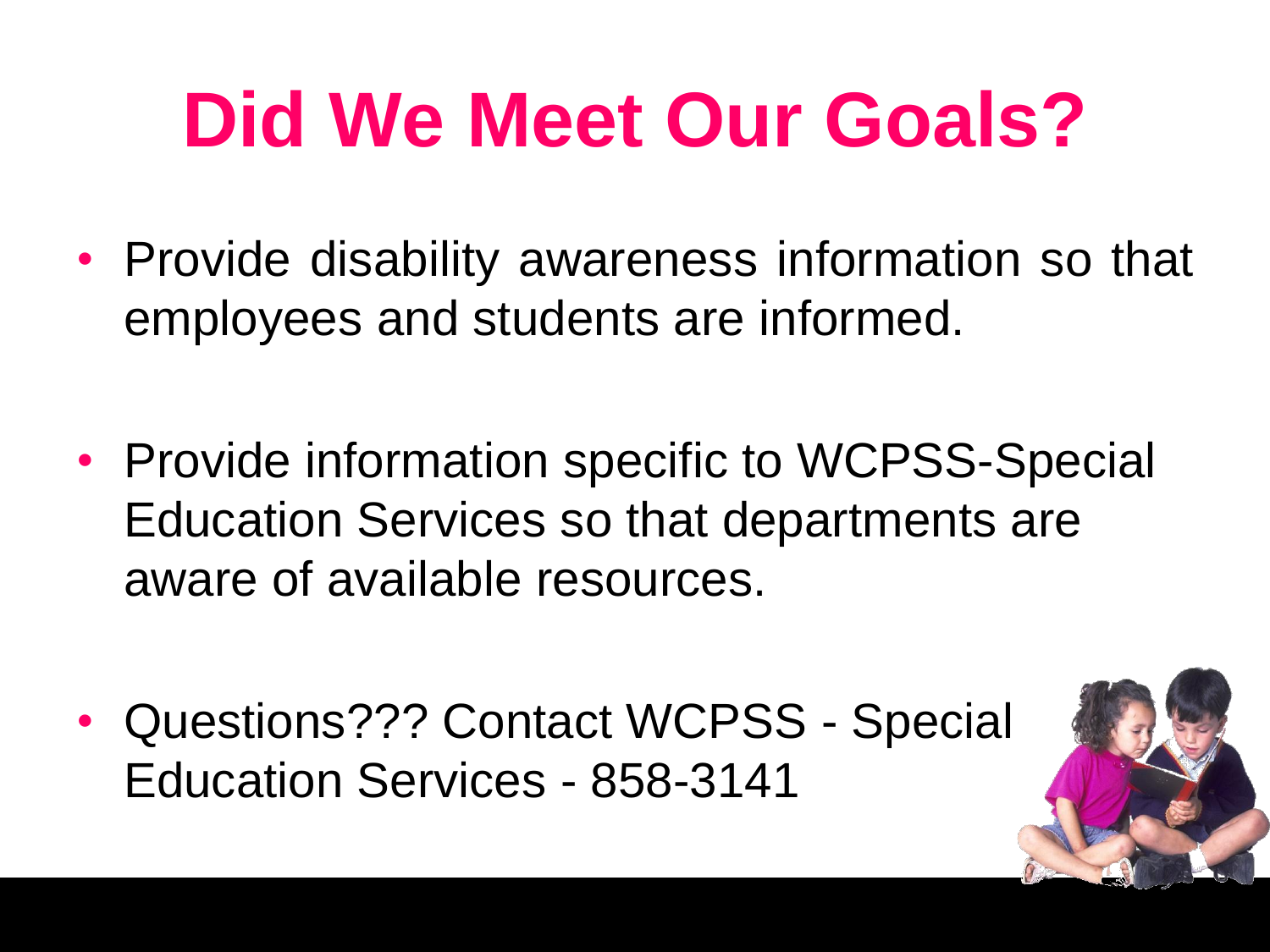# Did We Meet Our Goals?

- Provide disability awareness information so that employees and students are informed.
- Provide information specific to WCPSS-Special Education Services so that departments are aware of available resources.
- Questions??? Contact WCPSS - Special Education Services - 858-3141